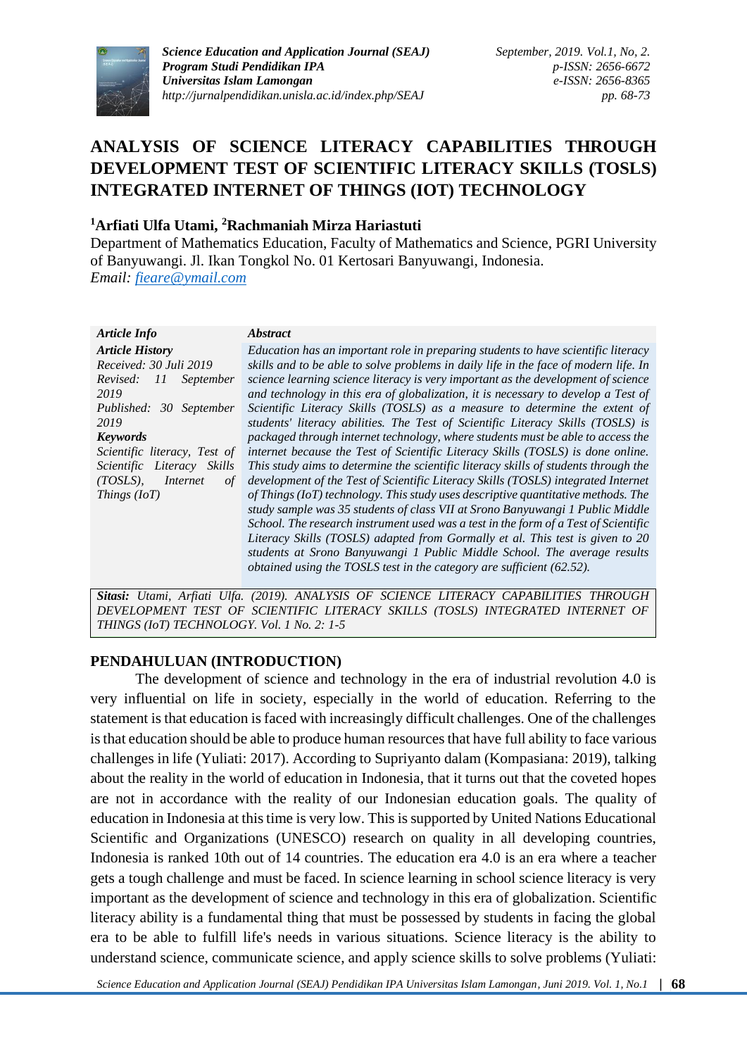# ANALYSIS OF SCIENCE LITERACY CAPABILITIES THROUGH DEVELOPMENT TEST OF SCIENTIFIC LITERACY SKILLS (TOSLS) INTEGRATED INTERNET OF THINGS (IOT) TECHNOLOGY

**[1]Arfiati Ulfa Utami, [2]Rachmaniah Mirza Hariastuti**

Department of Mathematics Education, Faculty of Mathematics and Science, PGRI University of Banyuwangi. Jl. Ikan Tongkol No. 01 Kertosari Banyuwangi, Indonesia.
*Email: fieare@ymail.com*

***Article Info***

***Article History***
*Received: 30 Juli 2019*
*Revised: 11 September 2019*
*Published: 30 September 2019*

***Keywords***
*Scientific literacy, Test of Scientific Literacy Skills (TOSLS), Internet of Things (IoT)*

***Abstract***

*Education has an important role in preparing students to have scientific literacy skills and to be able to solve problems in daily life in the face of modern life. In science learning science literacy is very important as the development of science and technology in this era of globalization, it is necessary to develop a Test of Scientific Literacy Skills (TOSLS) as a measure to determine the extent of students' literacy abilities. The Test of Scientific Literacy Skills (TOSLS) is packaged through internet technology, where students must be able to access the internet because the Test of Scientific Literacy Skills (TOSLS) is done online. This study aims to determine the scientific literacy skills of students through the development of the Test of Scientific Literacy Skills (TOSLS) integrated Internet of Things (IoT) technology. This study uses descriptive quantitative methods. The study sample was 35 students of class VII at Srono Banyuwangi 1 Public Middle School. The research instrument used was a test in the form of a Test of Scientific Literacy Skills (TOSLS) adapted from Gormally et al. This test is given to 20 students at Srono Banyuwangi 1 Public Middle School. The average results obtained using the TOSLS test in the category are sufficient (62.52).*

***Sitasi:*** *Utami, Arfiati Ulfa. (2019). ANALYSIS OF SCIENCE LITERACY CAPABILITIES THROUGH DEVELOPMENT TEST OF SCIENTIFIC LITERACY SKILLS (TOSLS) INTEGRATED INTERNET OF THINGS (IoT) TECHNOLOGY. Vol. 1 No. 2: 1-5*

## PENDAHULUAN (INTRODUCTION)

The development of science and technology in the era of industrial revolution 4.0 is very influential on life in society, especially in the world of education. Referring to the statement is that education is faced with increasingly difficult challenges. One of the challenges is that education should be able to produce human resources that have full ability to face various challenges in life (Yuliati: 2017). According to Supriyanto dalam (Kompasiana: 2019), talking about the reality in the world of education in Indonesia, that it turns out that the coveted hopes are not in accordance with the reality of our Indonesian education goals. The quality of education in Indonesia at this time is very low. This is supported by United Nations Educational Scientific and Organizations (UNESCO) research on quality in all developing countries, Indonesia is ranked 10th out of 14 countries. The education era 4.0 is an era where a teacher gets a tough challenge and must be faced. In science learning in school science literacy is very important as the development of science and technology in this era of globalization. Scientific literacy ability is a fundamental thing that must be possessed by students in facing the global era to be able to fulfill life's needs in various situations. Science literacy is the ability to understand science, communicate science, and apply science skills to solve problems (Yuliati: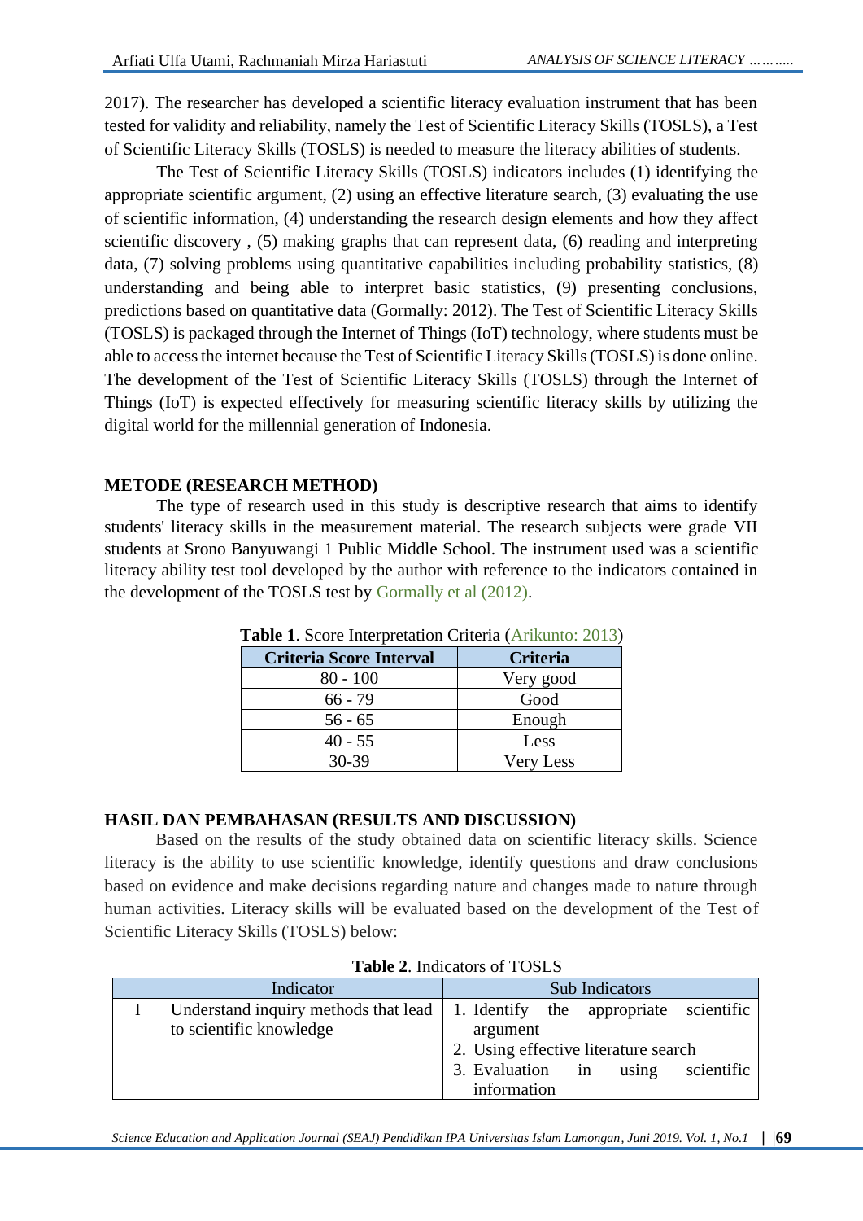2017). The researcher has developed a scientific literacy evaluation instrument that has been tested for validity and reliability, namely the Test of Scientific Literacy Skills (TOSLS), a Test of Scientific Literacy Skills (TOSLS) is needed to measure the literacy abilities of students.

The Test of Scientific Literacy Skills (TOSLS) indicators includes (1) identifying the appropriate scientific argument, (2) using an effective literature search, (3) evaluating the use of scientific information, (4) understanding the research design elements and how they affect scientific discovery , (5) making graphs that can represent data, (6) reading and interpreting data, (7) solving problems using quantitative capabilities including probability statistics, (8) understanding and being able to interpret basic statistics, (9) presenting conclusions, predictions based on quantitative data (Gormally: 2012). The Test of Scientific Literacy Skills (TOSLS) is packaged through the Internet of Things (IoT) technology, where students must be able to access the internet because the Test of Scientific Literacy Skills (TOSLS) is done online. The development of the Test of Scientific Literacy Skills (TOSLS) through the Internet of Things (IoT) is expected effectively for measuring scientific literacy skills by utilizing the digital world for the millennial generation of Indonesia.

## METODE (RESEARCH METHOD)

The type of research used in this study is descriptive research that aims to identify students' literacy skills in the measurement material. The research subjects were grade VII students at Srono Banyuwangi 1 Public Middle School. The instrument used was a scientific literacy ability test tool developed by the author with reference to the indicators contained in the development of the TOSLS test by Gormally et al (2012).

**Table 1**. Score Interpretation Criteria (Arikunto: 2013)

| Criteria Score Interval | Criteria |
|---|---|
| 80 - 100 | Very good |
| 66 - 79 | Good |
| 56 - 65 | Enough |
| 40 - 55 | Less |
| 30-39 | Very Less |

## HASIL DAN PEMBAHASAN (RESULTS AND DISCUSSION)

Based on the results of the study obtained data on scientific literacy skills. Science literacy is the ability to use scientific knowledge, identify questions and draw conclusions based on evidence and make decisions regarding nature and changes made to nature through human activities. Literacy skills will be evaluated based on the development of the Test of Scientific Literacy Skills (TOSLS) below:

**Table 2**. Indicators of TOSLS

| | Indicator | Sub Indicators |
|---|---|---|
| I | Understand inquiry methods that lead to scientific knowledge | 1. Identify the appropriate scientific argument<br>2. Using effective literature search<br>3. Evaluation in using scientific information |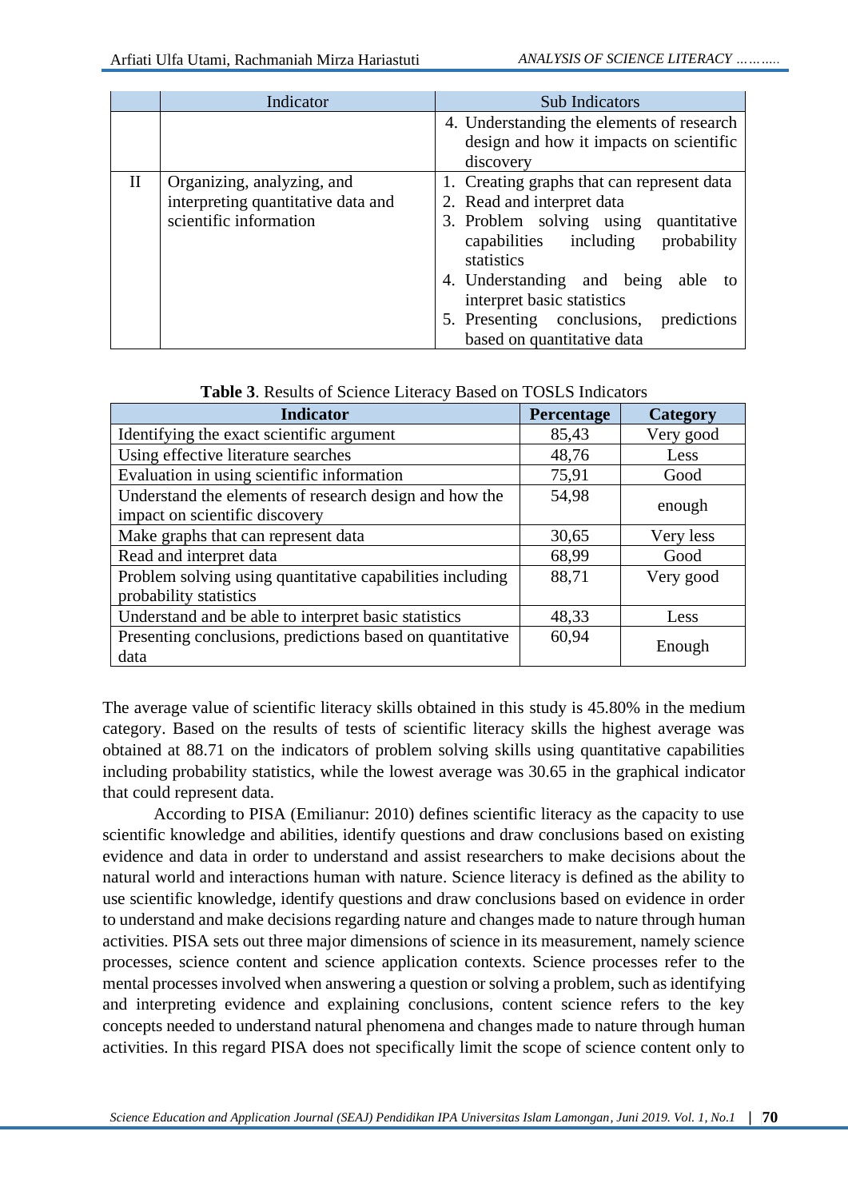| | Indicator | Sub Indicators |
|---|---|---|
| | | 4. Understanding the elements of research design and how it impacts on scientific discovery |
| II | Organizing, analyzing, and interpreting quantitative data and scientific information | 1. Creating graphs that can represent data<br>2. Read and interpret data<br>3. Problem solving using quantitative capabilities including probability statistics<br>4. Understanding and being able to interpret basic statistics<br>5. Presenting conclusions, predictions based on quantitative data |

**Table 3**. Results of Science Literacy Based on TOSLS Indicators

| **Indicator** | **Percentage** | **Category** |
|---|---|---|
| Identifying the exact scientific argument | 85,43 | Very good |
| Using effective literature searches | 48,76 | Less |
| Evaluation in using scientific information | 75,91 | Good |
| Understand the elements of research design and how the impact on scientific discovery | 54,98 | enough |
| Make graphs that can represent data | 30,65 | Very less |
| Read and interpret data | 68,99 | Good |
| Problem solving using quantitative capabilities including probability statistics | 88,71 | Very good |
| Understand and be able to interpret basic statistics | 48,33 | Less |
| Presenting conclusions, predictions based on quantitative data | 60,94 | Enough |

The average value of scientific literacy skills obtained in this study is 45.80% in the medium category. Based on the results of tests of scientific literacy skills the highest average was obtained at 88.71 on the indicators of problem solving skills using quantitative capabilities including probability statistics, while the lowest average was 30.65 in the graphical indicator that could represent data.

According to PISA (Emilianur: 2010) defines scientific literacy as the capacity to use scientific knowledge and abilities, identify questions and draw conclusions based on existing evidence and data in order to understand and assist researchers to make decisions about the natural world and interactions human with nature. Science literacy is defined as the ability to use scientific knowledge, identify questions and draw conclusions based on evidence in order to understand and make decisions regarding nature and changes made to nature through human activities. PISA sets out three major dimensions of science in its measurement, namely science processes, science content and science application contexts. Science processes refer to the mental processes involved when answering a question or solving a problem, such as identifying and interpreting evidence and explaining conclusions, content science refers to the key concepts needed to understand natural phenomena and changes made to nature through human activities. In this regard PISA does not specifically limit the scope of science content only to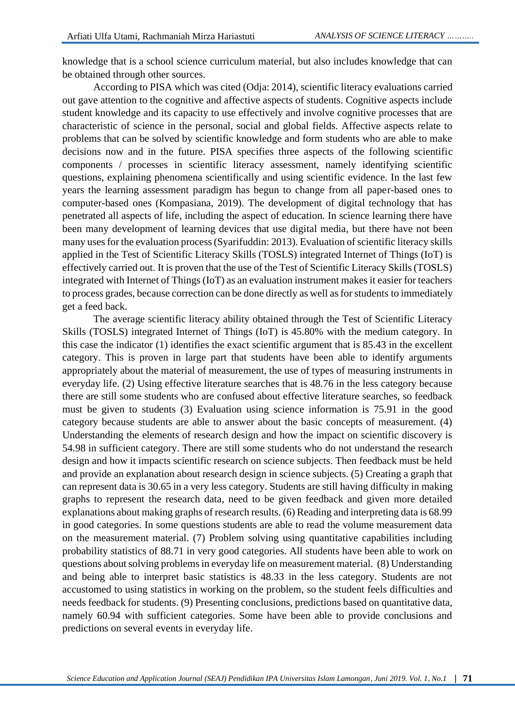knowledge that is a school science curriculum material, but also includes knowledge that can be obtained through other sources.

According to PISA which was cited (Odja: 2014), scientific literacy evaluations carried out gave attention to the cognitive and affective aspects of students. Cognitive aspects include student knowledge and its capacity to use effectively and involve cognitive processes that are characteristic of science in the personal, social and global fields. Affective aspects relate to problems that can be solved by scientific knowledge and form students who are able to make decisions now and in the future. PISA specifies three aspects of the following scientific components / processes in scientific literacy assessment, namely identifying scientific questions, explaining phenomena scientifically and using scientific evidence. In the last few years the learning assessment paradigm has begun to change from all paper-based ones to computer-based ones (Kompasiana, 2019). The development of digital technology that has penetrated all aspects of life, including the aspect of education. In science learning there have been many development of learning devices that use digital media, but there have not been many uses for the evaluation process (Syarifuddin: 2013). Evaluation of scientific literacy skills applied in the Test of Scientific Literacy Skills (TOSLS) integrated Internet of Things (IoT) is effectively carried out. It is proven that the use of the Test of Scientific Literacy Skills (TOSLS) integrated with Internet of Things (IoT) as an evaluation instrument makes it easier for teachers to process grades, because correction can be done directly as well as for students to immediately get a feed back.

The average scientific literacy ability obtained through the Test of Scientific Literacy Skills (TOSLS) integrated Internet of Things (IoT) is 45.80% with the medium category. In this case the indicator (1) identifies the exact scientific argument that is 85.43 in the excellent category. This is proven in large part that students have been able to identify arguments appropriately about the material of measurement, the use of types of measuring instruments in everyday life. (2) Using effective literature searches that is 48.76 in the less category because there are still some students who are confused about effective literature searches, so feedback must be given to students (3) Evaluation using science information is 75.91 in the good category because students are able to answer about the basic concepts of measurement. (4) Understanding the elements of research design and how the impact on scientific discovery is 54.98 in sufficient category. There are still some students who do not understand the research design and how it impacts scientific research on science subjects. Then feedback must be held and provide an explanation about research design in science subjects. (5) Creating a graph that can represent data is 30.65 in a very less category. Students are still having difficulty in making graphs to represent the research data, need to be given feedback and given more detailed explanations about making graphs of research results. (6) Reading and interpreting data is 68.99 in good categories. In some questions students are able to read the volume measurement data on the measurement material. (7) Problem solving using quantitative capabilities including probability statistics of 88.71 in very good categories. All students have been able to work on questions about solving problems in everyday life on measurement material. (8) Understanding and being able to interpret basic statistics is 48.33 in the less category. Students are not accustomed to using statistics in working on the problem, so the student feels difficulties and needs feedback for students. (9) Presenting conclusions, predictions based on quantitative data, namely 60.94 with sufficient categories. Some have been able to provide conclusions and predictions on several events in everyday life.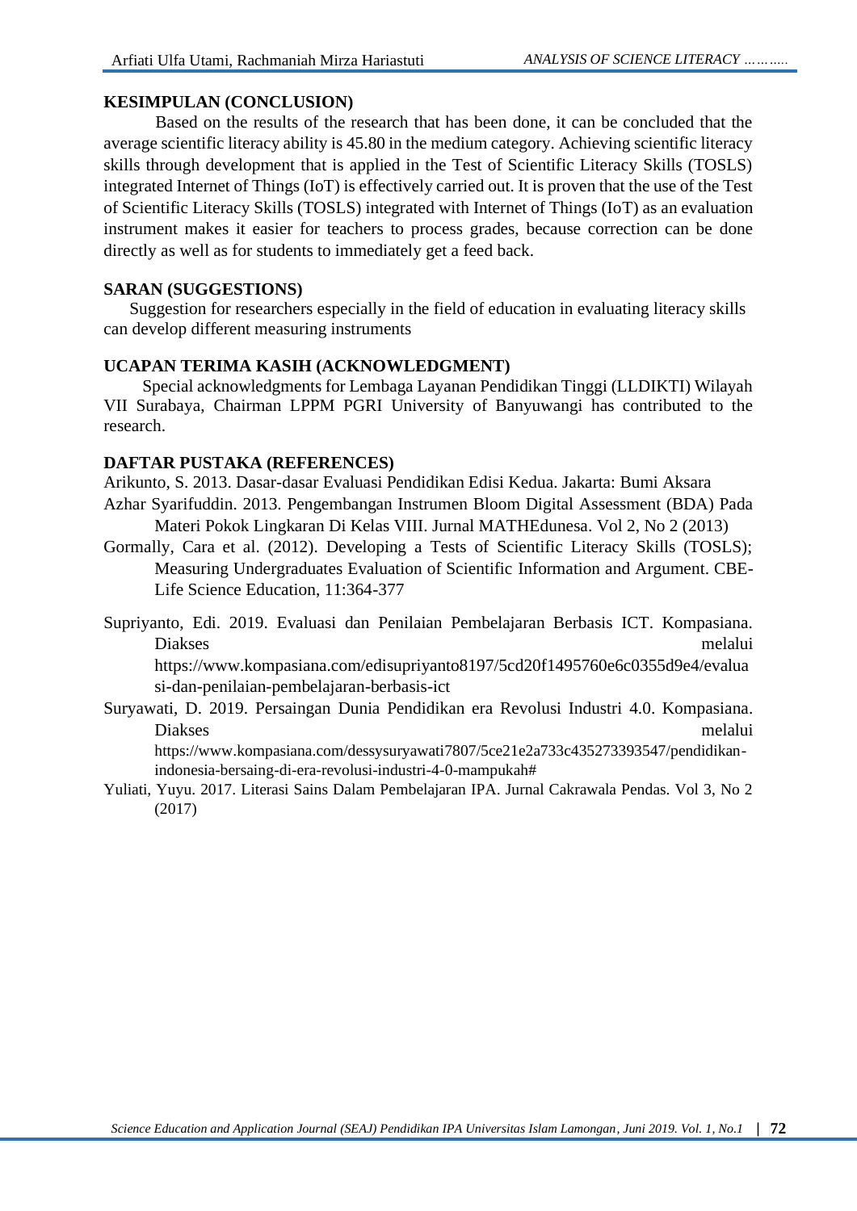## KESIMPULAN (CONCLUSION)

Based on the results of the research that has been done, it can be concluded that the average scientific literacy ability is 45.80 in the medium category. Achieving scientific literacy skills through development that is applied in the Test of Scientific Literacy Skills (TOSLS) integrated Internet of Things (IoT) is effectively carried out. It is proven that the use of the Test of Scientific Literacy Skills (TOSLS) integrated with Internet of Things (IoT) as an evaluation instrument makes it easier for teachers to process grades, because correction can be done directly as well as for students to immediately get a feed back.

## SARAN (SUGGESTIONS)

Suggestion for researchers especially in the field of education in evaluating literacy skills can develop different measuring instruments

## UCAPAN TERIMA KASIH (ACKNOWLEDGMENT)

Special acknowledgments for Lembaga Layanan Pendidikan Tinggi (LLDIKTI) Wilayah VII Surabaya, Chairman LPPM PGRI University of Banyuwangi has contributed to the research.

## DAFTAR PUSTAKA (REFERENCES)

Arikunto, S. 2013. Dasar-dasar Evaluasi Pendidikan Edisi Kedua. Jakarta: Bumi Aksara

Azhar Syarifuddin. 2013. Pengembangan Instrumen Bloom Digital Assessment (BDA) Pada Materi Pokok Lingkaran Di Kelas VIII. Jurnal MATHEdunesa. Vol 2, No 2 (2013)

Gormally, Cara et al. (2012). Developing a Tests of Scientific Literacy Skills (TOSLS); Measuring Undergraduates Evaluation of Scientific Information and Argument. CBE-Life Science Education, 11:364-377

Supriyanto, Edi. 2019. Evaluasi dan Penilaian Pembelajaran Berbasis ICT. Kompasiana. Diakses melalui https://www.kompasiana.com/edisupriyanto8197/5cd20f1495760e6c0355d9e4/evaluasi-dan-penilaian-pembelajaran-berbasis-ict

Suryawati, D. 2019. Persaingan Dunia Pendidikan era Revolusi Industri 4.0. Kompasiana. Diakses melalui https://www.kompasiana.com/dessysuryawati7807/5ce21e2a733c435273393547/pendidikan-indonesia-bersaing-di-era-revolusi-industri-4-0-mampukah#

Yuliati, Yuyu. 2017. Literasi Sains Dalam Pembelajaran IPA. Jurnal Cakrawala Pendas. Vol 3, No 2 (2017)